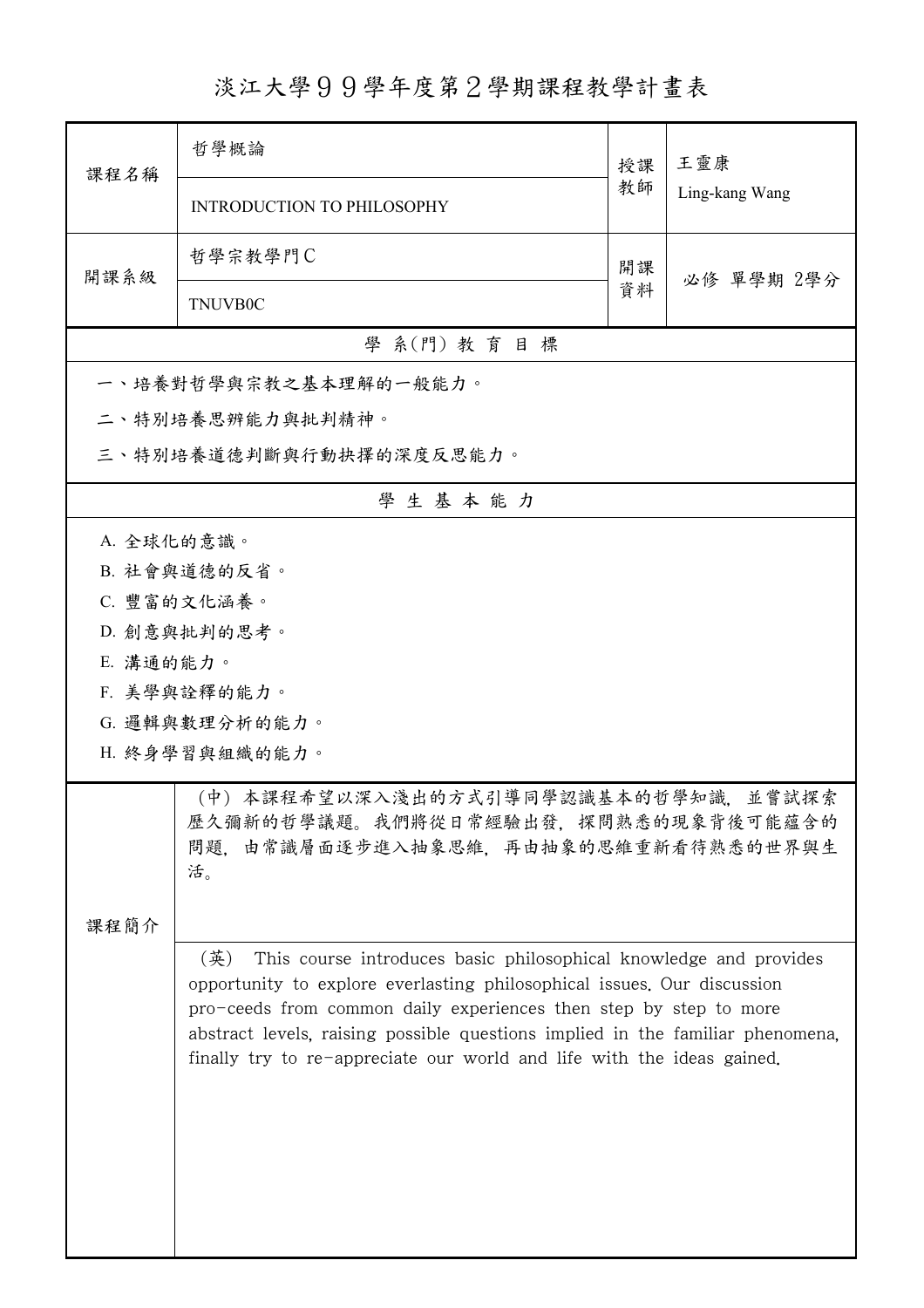# 淡江大學９９學年度第２學期課程教學計畫表

| 課程名稱 | 哲學概論<br>INTRODUCTION TO PHILOSOPHY | 授課教師 | 王靈康<br>Ling-kang Wang |
|---|---|---|---|
| 開課系級 | 哲學宗教學門C<br>TNUVB0C | 開課資料 | 必修 單學期 2學分 |

## 學 系(門) 教 育 目 標

一、培養對哲學與宗教之基本理解的一般能力。

二、特別培養思辨能力與批判精神。

三、特別培養道德判斷與行動抉擇的深度反思能力。

## 學 生 基 本 能 力

A. 全球化的意識。

B. 社會與道德的反省。

C. 豐富的文化涵養。

D. 創意與批判的思考。

E. 溝通的能力。

F. 美學與詮釋的能力。

G. 邏輯與數理分析的能力。

H. 終身學習與組織的能力。

## 課程簡介

（中）本課程希望以深入淺出的方式引導同學認識基本的哲學知識，並嘗試探索歷久彌新的哲學議題。我們將從日常經驗出發，探問熟悉的現象背後可能蘊含的問題，由常識層面逐步進入抽象思維，再由抽象的思維重新看待熟悉的世界與生活。

（英） This course introduces basic philosophical knowledge and provides opportunity to explore everlasting philosophical issues. Our discussion pro-ceeds from common daily experiences then step by step to more abstract levels, raising possible questions implied in the familiar phenomena, finally try to re-appreciate our world and life with the ideas gained.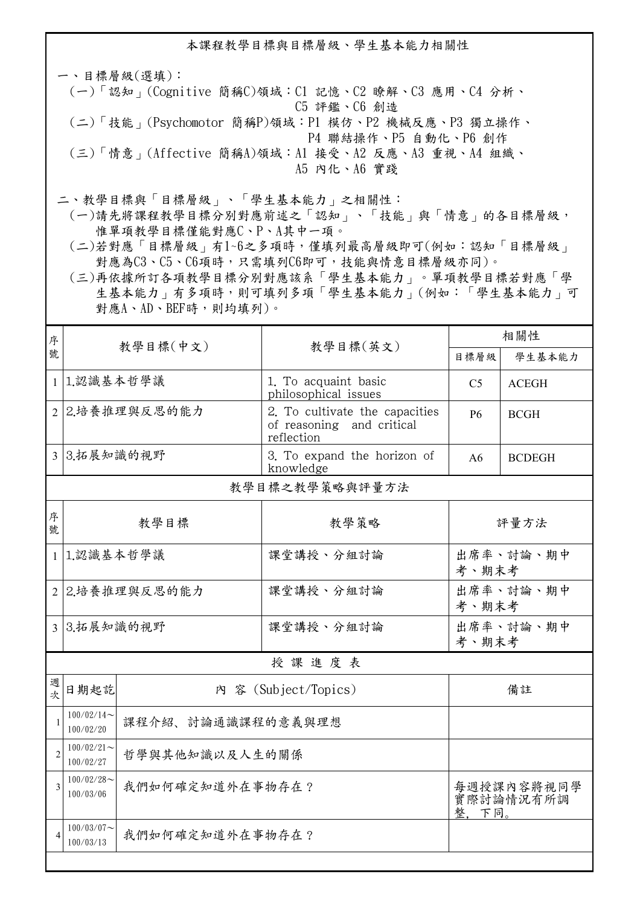## 本課程教學目標與目標層級、學生基本能力相關性

一、目標層級(選填)：

(一)「認知」(Cognitive 簡稱C)領域：C1 記憶、C2 瞭解、C3 應用、C4 分析、C5 評鑑、C6 創造

(二)「技能」(Psychomotor 簡稱P)領域：P1 模仿、P2 機械反應、P3 獨立操作、P4 聯結操作、P5 自動化、P6 創作

(三)「情意」(Affective 簡稱A)領域：A1 接受、A2 反應、A3 重視、A4 組織、A5 內化、A6 實踐

二、教學目標與「目標層級」、「學生基本能力」之相關性：

(一)請先將課程教學目標分別對應前述之「認知」、「技能」與「情意」的各目標層級，惟單項教學目標僅能對應C、P、A其中一項。

(二)若對應「目標層級」有1~6之多項時，僅填列最高層級即可(例如：認知「目標層級」對應為C3、C5、C6項時，只需填列C6即可，技能與情意目標層級亦同)。

(三)再依據所訂各項教學目標分別對應該系「學生基本能力」。單項教學目標若對應「學生基本能力」有多項時，則可填列多項「學生基本能力」(例如：「學生基本能力」可對應A、AD、BEF時，則均填列)。

| 序號 | 教學目標(中文) | 教學目標(英文) | 相關性 | |
|---|---|---|---|---|
| | | | 目標層級 | 學生基本能力 |
| 1 | 1.認識基本哲學議 | 1. To acquaint basic philosophical issues | C5 | ACEGH |
| 2 | 2.培養推理與反思的能力 | 2. To cultivate the capacities of reasoning and critical reflection | P6 | BCGH |
| 3 | 3.拓展知識的視野 | 3. To expand the horizon of knowledge | A6 | BCDEGH |

## 教學目標之教學策略與評量方法

| 序號 | 教學目標 | 教學策略 | 評量方法 |
|---|---|---|---|
| 1 | 1.認識基本哲學議 | 課堂講授、分組討論 | 出席率、討論、期中考、期末考 |
| 2 | 2.培養推理與反思的能力 | 課堂講授、分組討論 | 出席率、討論、期中考、期末考 |
| 3 | 3.拓展知識的視野 | 課堂講授、分組討論 | 出席率、討論、期中考、期末考 |

## 授 課 進 度 表

| 週次 | 日期起訖 | 內 容 (Subject/Topics) | 備註 |
|---|---|---|---|
| 1 | 100/02/14～100/02/20 | 課程介紹、討論通識課程的意義與理想 | |
| 2 | 100/02/21～100/02/27 | 哲學與其他知識以及人生的關係 | |
| 3 | 100/02/28～100/03/06 | 我們如何確定知道外在事物存在？ | 每週授課內容將視同學實際討論情況有所調整，下同。 |
| 4 | 100/03/07～100/03/13 | 我們如何確定知道外在事物存在？ | |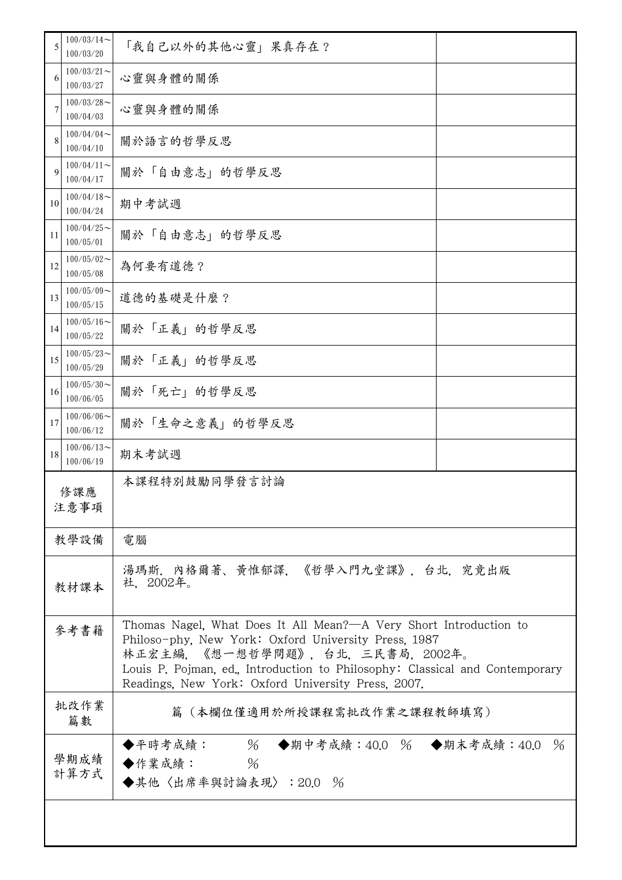| 5 | 100/03/14～100/03/20 | 「我自己以外的其他心靈」果真存在？ | |
|---|---|---|---|
| 6 | 100/03/21～100/03/27 | 心靈與身體的關係 | |
| 7 | 100/03/28～100/04/03 | 心靈與身體的關係 | |
| 8 | 100/04/04～100/04/10 | 關於語言的哲學反思 | |
| 9 | 100/04/11～100/04/17 | 關於「自由意志」的哲學反思 | |
| 10 | 100/04/18～100/04/24 | 期中考試週 | |
| 11 | 100/04/25～100/05/01 | 關於「自由意志」的哲學反思 | |
| 12 | 100/05/02～100/05/08 | 為何要有道德？ | |
| 13 | 100/05/09～100/05/15 | 道德的基礎是什麼？ | |
| 14 | 100/05/16～100/05/22 | 關於「正義」的哲學反思 | |
| 15 | 100/05/23～100/05/29 | 關於「正義」的哲學反思 | |
| 16 | 100/05/30～100/06/05 | 關於「死亡」的哲學反思 | |
| 17 | 100/06/06～100/06/12 | 關於「生命之意義」的哲學反思 | |
| 18 | 100/06/13～100/06/19 | 期末考試週 | |

| 修課應注意事項 | 本課程特別鼓勵同學發言討論 |
|---|---|
| 教學設備 | 電腦 |
| 教材課本 | 湯瑪斯．內格爾著、黃惟郁譯，《哲學入門九堂課》，台北，究竟出版社，2002年。 |
| 參考書籍 | Thomas Nagel, What Does It All Mean?—A Very Short Introduction to Philoso-phy, New York: Oxford University Press, 1987<br>林正宏主編，《想一想哲學問題》，台北，三民書局，2002年。<br>Louis P. Pojman, ed., Introduction to Philosophy: Classical and Contemporary Readings, New York: Oxford University Press, 2007. |
| 批改作業篇數 | 篇（本欄位僅適用於所授課程需批改作業之課程教師填寫） |
| 學期成績計算方式 | ◆平時考成績： % ◆期中考成績：40.0 % ◆期末考成績：40.0 %<br>◆作業成績： %<br>◆其他〈出席率與討論表現〉：20.0 % |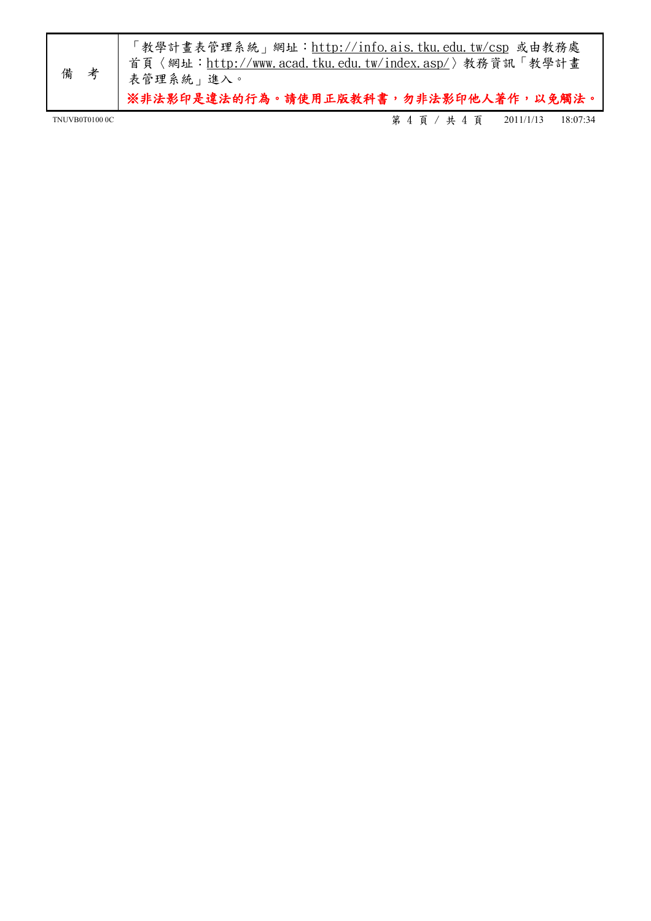| | |
|---|---|
| 備　考 | 「教學計畫表管理系統」網址：http://info.ais.tku.edu.tw/csp 或由教務處首頁〈網址：http://www.acad.tku.edu.tw/index.asp/〉教務資訊「教學計畫表管理系統」進入。<br>**※非法影印是違法的行為。請使用正版教科書，勿非法影印他人著作，以免觸法。** |

TNUVB0T0100 0C

2011/1/13　18:07:34